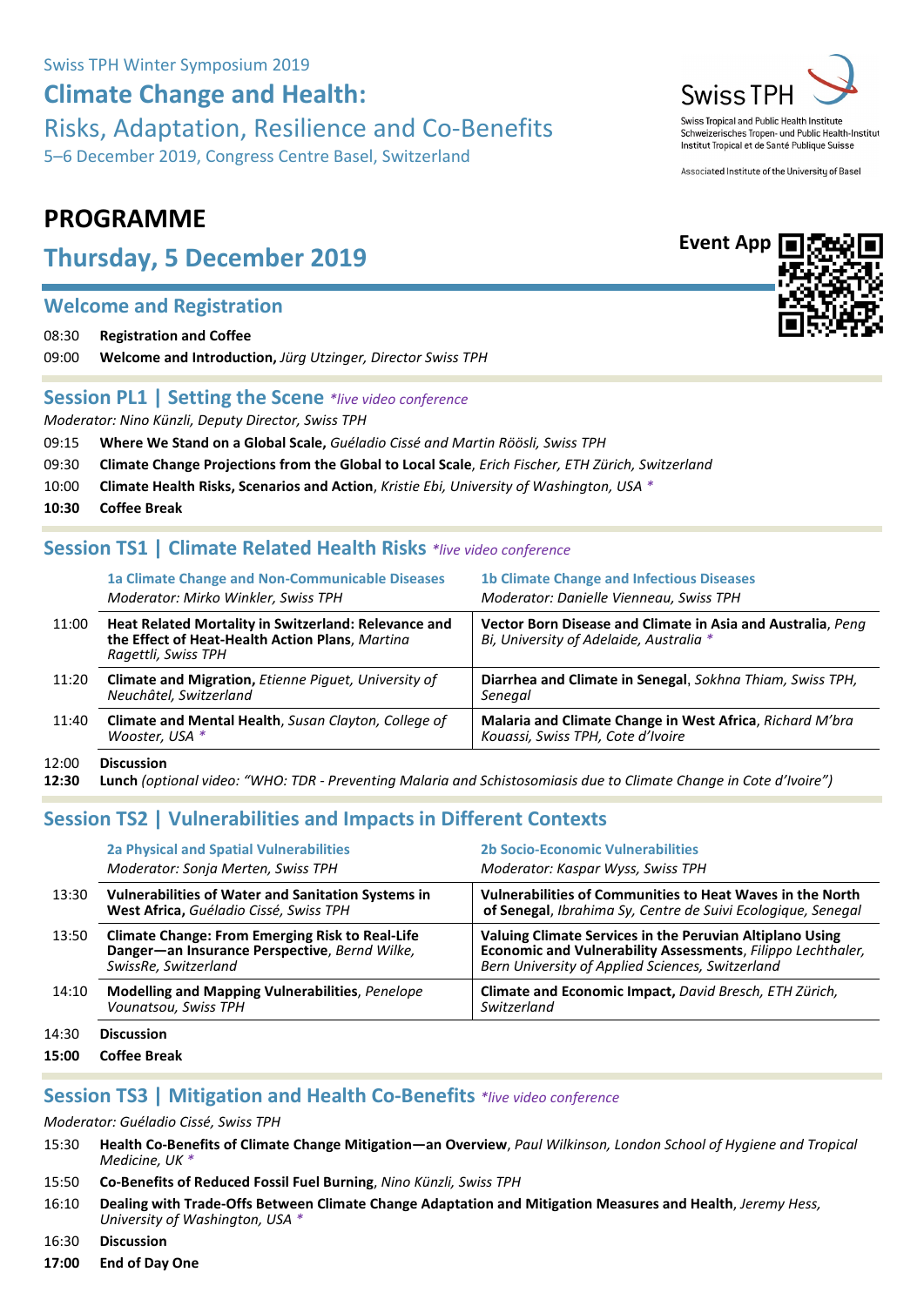Swiss TPH Winter Symposium 2019

# Climate Change and Health:

Risks, Adaptation, Resilience and Co-Benefits

5–6 December 2019, Congress Centre Basel, Switzerland

Swiss TPH

Swiss Tropical and Public Health Institute
Schweizerisches Tropen- und Public Health-Institut
Institut Tropical et de Santé Publique Suisse

Associated Institute of the University of Basel

## PROGRAMME

Event App

## Thursday, 5 December 2019

### Welcome and Registration

08:30 **Registration and Coffee**

09:00 **Welcome and Introduction,** *Jürg Utzinger, Director Swiss TPH*

### Session PL1 | Setting the Scene *\*live video conference*

*Moderator: Nino Künzli, Deputy Director, Swiss TPH*

09:15 **Where We Stand on a Global Scale,** *Guéladio Cissé and Martin Röösli, Swiss TPH*

09:30 **Climate Change Projections from the Global to Local Scale**, *Erich Fischer, ETH Zürich, Switzerland*

10:00 **Climate Health Risks, Scenarios and Action**, *Kristie Ebi, University of Washington, USA \**

**10:30** **Coffee Break**

### Session TS1 | Climate Related Health Risks *\*live video conference*

| | 1a Climate Change and Non-Communicable Diseases<br>*Moderator: Mirko Winkler, Swiss TPH* | 1b Climate Change and Infectious Diseases<br>*Moderator: Danielle Vienneau, Swiss TPH* |
|---|---|---|
| 11:00 | **Heat Related Mortality in Switzerland: Relevance and the Effect of Heat-Health Action Plans**, *Martina Ragettli, Swiss TPH* | **Vector Born Disease and Climate in Asia and Australia**, *Peng Bi, University of Adelaide, Australia \** |
| 11:20 | **Climate and Migration,** *Etienne Piguet, University of Neuchâtel, Switzerland* | **Diarrhea and Climate in Senegal**, *Sokhna Thiam, Swiss TPH, Senegal* |
| 11:40 | **Climate and Mental Health**, *Susan Clayton, College of Wooster, USA \** | **Malaria and Climate Change in West Africa**, *Richard M'bra Kouassi, Swiss TPH, Cote d'Ivoire* |

12:00 **Discussion**

**12:30** **Lunch** *(optional video: "WHO: TDR - Preventing Malaria and Schistosomiasis due to Climate Change in Cote d'Ivoire")*

### Session TS2 | Vulnerabilities and Impacts in Different Contexts

| | 2a Physical and Spatial Vulnerabilities<br>*Moderator: Sonja Merten, Swiss TPH* | 2b Socio-Economic Vulnerabilities<br>*Moderator: Kaspar Wyss, Swiss TPH* |
|---|---|---|
| 13:30 | **Vulnerabilities of Water and Sanitation Systems in West Africa,** *Guéladio Cissé, Swiss TPH* | **Vulnerabilities of Communities to Heat Waves in the North of Senegal**, *Ibrahima Sy, Centre de Suivi Ecologique, Senegal* |
| 13:50 | **Climate Change: From Emerging Risk to Real-Life Danger—an Insurance Perspective**, *Bernd Wilke, SwissRe, Switzerland* | **Valuing Climate Services in the Peruvian Altiplano Using Economic and Vulnerability Assessments**, *Filippo Lechthaler, Bern University of Applied Sciences, Switzerland* |
| 14:10 | **Modelling and Mapping Vulnerabilities**, *Penelope Vounatsou, Swiss TPH* | **Climate and Economic Impact,** *David Bresch, ETH Zürich, Switzerland* |

14:30 **Discussion**

**15:00** **Coffee Break**

### Session TS3 | Mitigation and Health Co-Benefits *\*live video conference*

*Moderator: Guéladio Cissé, Swiss TPH*

15:30 **Health Co-Benefits of Climate Change Mitigation—an Overview**, *Paul Wilkinson, London School of Hygiene and Tropical Medicine, UK \**

15:50 **Co-Benefits of Reduced Fossil Fuel Burning**, *Nino Künzli, Swiss TPH*

16:10 **Dealing with Trade-Offs Between Climate Change Adaptation and Mitigation Measures and Health**, *Jeremy Hess, University of Washington, USA \**

16:30 **Discussion**

**17:00** **End of Day One**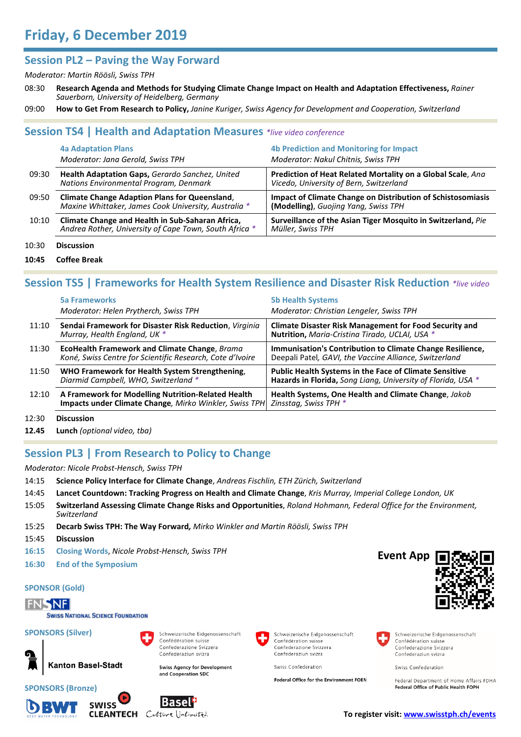# Friday, 6 December 2019

## Session PL2 – Paving the Way Forward

*Moderator: Martin Röösli, Swiss TPH*

08:30 **Research Agenda and Methods for Studying Climate Change Impact on Health and Adaptation Effectiveness,** *Rainer Sauerborn, University of Heidelberg, Germany*

09:00 **How to Get From Research to Policy,** *Janine Kuriger, Swiss Agency for Development and Cooperation, Switzerland*

## Session TS4 | Health and Adaptation Measures *\*live video conference*

| | 4a Adaptation Plans<br>*Moderator: Jana Gerold, Swiss TPH* | 4b Prediction and Monitoring for Impact<br>*Moderator: Nakul Chitnis, Swiss TPH* |
|---|---|---|
| 09:30 | **Health Adaptation Gaps,** *Gerardo Sanchez, United Nations Environmental Program, Denmark* | **Prediction of Heat Related Mortality on a Global Scale,** *Ana Vicedo, University of Bern, Switzerland* |
| 09:50 | **Climate Change Adaption Plans for Queensland,** *Maxine Whittaker, James Cook University, Australia \** | **Impact of Climate Change on Distribution of Schistosomiasis (Modelling),** *Guojing Yang, Swiss TPH* |
| 10:10 | **Climate Change and Health in Sub-Saharan Africa,** *Andrea Rother, University of Cape Town, South Africa \** | **Surveillance of the Asian Tiger Mosquito in Switzerland,** *Pie Müller, Swiss TPH* |

10:30 **Discussion**

**10:45** **Coffee Break**

## Session TS5 | Frameworks for Health System Resilience and Disaster Risk Reduction *\*live video*

| | 5a Frameworks<br>*Moderator: Helen Prytherch, Swiss TPH* | 5b Health Systems<br>*Moderator: Christian Lengeler, Swiss TPH* |
|---|---|---|
| 11:10 | **Sendai Framework for Disaster Risk Reduction,** *Virginia Murray, Health England, UK \** | **Climate Disaster Risk Management for Food Security and Nutrition,** *Maria-Cristina Tirado, UCLAI, USA \** |
| 11:30 | **EcoHealth Framework and Climate Change,** *Brama Koné, Swiss Centre for Scientific Research, Cote d'Ivoire* | **Immunisation's Contribution to Climate Change Resilience,** Deepali Patel, *GAVI, the Vaccine Alliance, Switzerland* |
| 11:50 | **WHO Framework for Health System Strengthening,** *Diarmid Campbell, WHO, Switzerland \** | **Public Health Systems in the Face of Climate Sensitive Hazards in Florida,** *Song Liang, University of Florida, USA \** |
| 12:10 | **A Framework for Modelling Nutrition-Related Health Impacts under Climate Change,** *Mirko Winkler, Swiss TPH* | **Health Systems, One Health and Climate Change,** *Jakob Zinsstag, Swiss TPH \** |

12:30 **Discussion**

**12.45** **Lunch** *(optional video, tba)*

## Session PL3 | From Research to Policy to Change

*Moderator: Nicole Probst-Hensch, Swiss TPH*

14:15 **Science Policy Interface for Climate Change,** *Andreas Fischlin, ETH Zürich, Switzerland*

14:45 **Lancet Countdown: Tracking Progress on Health and Climate Change,** *Kris Murray, Imperial College London, UK*

15:05 **Switzerland Assessing Climate Change Risks and Opportunities,** *Roland Hohmann, Federal Office for the Environment, Switzerland*

15:25 **Decarb Swiss TPH: The Way Forward,** *Mirko Winkler and Martin Röösli, Swiss TPH*

15:45 **Discussion**

16:15 **Closing Words,** *Nicole Probst-Hensch, Swiss TPH*

16:30 **End of the Symposium**

**Event App**

**SPONSOR (Gold)**

FNSNF
Swiss National Science Foundation

**SPONSORS (Silver)**

Kanton Basel-Stadt

Schweizerische Eidgenossenschaft
Confédération suisse
Confederazione Svizzera
Confederaziun svizra
Swiss Agency for Development and Cooperation SDC

Schweizerische Eidgenossenschaft
Confédération suisse
Confederazione Svizzera
Confederaziun svizra
Swiss Confederation
Federal Office for the Environment FOEN

Schweizerische Eidgenossenschaft
Confédération suisse
Confederazione Svizzera
Confederaziun svizra
Swiss Confederation
Federal Department of Home Affairs FDHA
Federal Office of Public Health FOPH

**SPONSORS (Bronze)**

BWT Best Water Technology

Swiss Cleantech

Basel Culture Unlimited.

**To register visit: www.swisstph.ch/events**